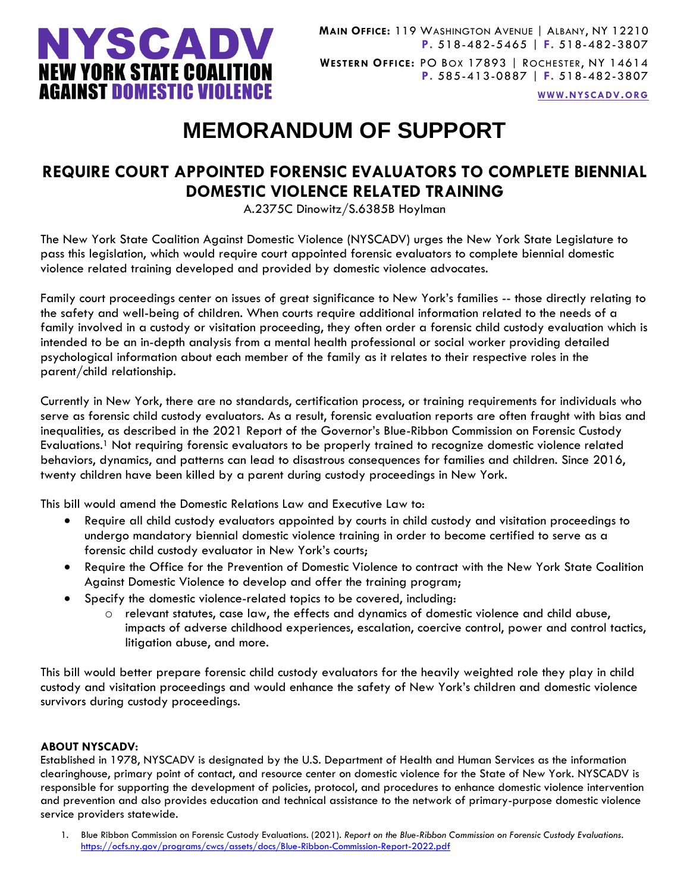**NYSCADV**
**NEW YORK STATE COALITION AGAINST DOMESTIC VIOLENCE**

**MAIN OFFICE:** 119 WASHINGTON AVENUE | ALBANY, NY 12210
**P.** 518-482-5465 | **F.** 518-482-3807

**WESTERN OFFICE:** PO BOX 17893 | ROCHESTER, NY 14614
**P.** 585-413-0887 | **F.** 518-482-3807

WWW.NYSCADV.ORG

# MEMORANDUM OF SUPPORT

## REQUIRE COURT APPOINTED FORENSIC EVALUATORS TO COMPLETE BIENNIAL DOMESTIC VIOLENCE RELATED TRAINING

A.2375C Dinowitz/S.6385B Hoylman

The New York State Coalition Against Domestic Violence (NYSCADV) urges the New York State Legislature to pass this legislation, which would require court appointed forensic evaluators to complete biennial domestic violence related training developed and provided by domestic violence advocates.

Family court proceedings center on issues of great significance to New York's families -- those directly relating to the safety and well-being of children. When courts require additional information related to the needs of a family involved in a custody or visitation proceeding, they often order a forensic child custody evaluation which is intended to be an in-depth analysis from a mental health professional or social worker providing detailed psychological information about each member of the family as it relates to their respective roles in the parent/child relationship.

Currently in New York, there are no standards, certification process, or training requirements for individuals who serve as forensic child custody evaluators. As a result, forensic evaluation reports are often fraught with bias and inequalities, as described in the 2021 Report of the Governor's Blue-Ribbon Commission on Forensic Custody Evaluations.[1] Not requiring forensic evaluators to be properly trained to recognize domestic violence related behaviors, dynamics, and patterns can lead to disastrous consequences for families and children. Since 2016, twenty children have been killed by a parent during custody proceedings in New York.

This bill would amend the Domestic Relations Law and Executive Law to:

- Require all child custody evaluators appointed by courts in child custody and visitation proceedings to undergo mandatory biennial domestic violence training in order to become certified to serve as a forensic child custody evaluator in New York's courts;
- Require the Office for the Prevention of Domestic Violence to contract with the New York State Coalition Against Domestic Violence to develop and offer the training program;
- Specify the domestic violence-related topics to be covered, including:
  - relevant statutes, case law, the effects and dynamics of domestic violence and child abuse, impacts of adverse childhood experiences, escalation, coercive control, power and control tactics, litigation abuse, and more.

This bill would better prepare forensic child custody evaluators for the heavily weighted role they play in child custody and visitation proceedings and would enhance the safety of New York's children and domestic violence survivors during custody proceedings.

**ABOUT NYSCADV:**
Established in 1978, NYSCADV is designated by the U.S. Department of Health and Human Services as the information clearinghouse, primary point of contact, and resource center on domestic violence for the State of New York. NYSCADV is responsible for supporting the development of policies, protocol, and procedures to enhance domestic violence intervention and prevention and also provides education and technical assistance to the network of primary-purpose domestic violence service providers statewide.

1. Blue Ribbon Commission on Forensic Custody Evaluations. (2021). *Report on the Blue-Ribbon Commission on Forensic Custody Evaluations*. https://ocfs.ny.gov/programs/cwcs/assets/docs/Blue-Ribbon-Commission-Report-2022.pdf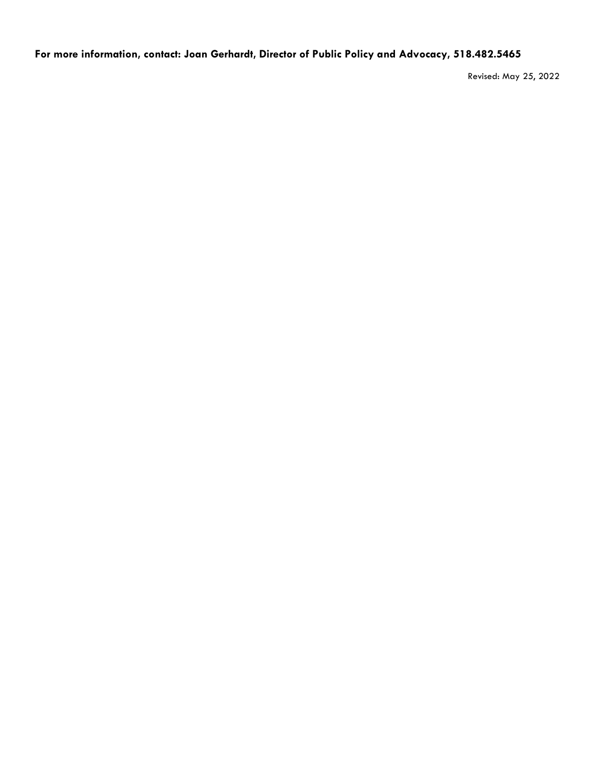**For more information, contact: Joan Gerhardt, Director of Public Policy and Advocacy, 518.482.5465**

Revised: May 25, 2022